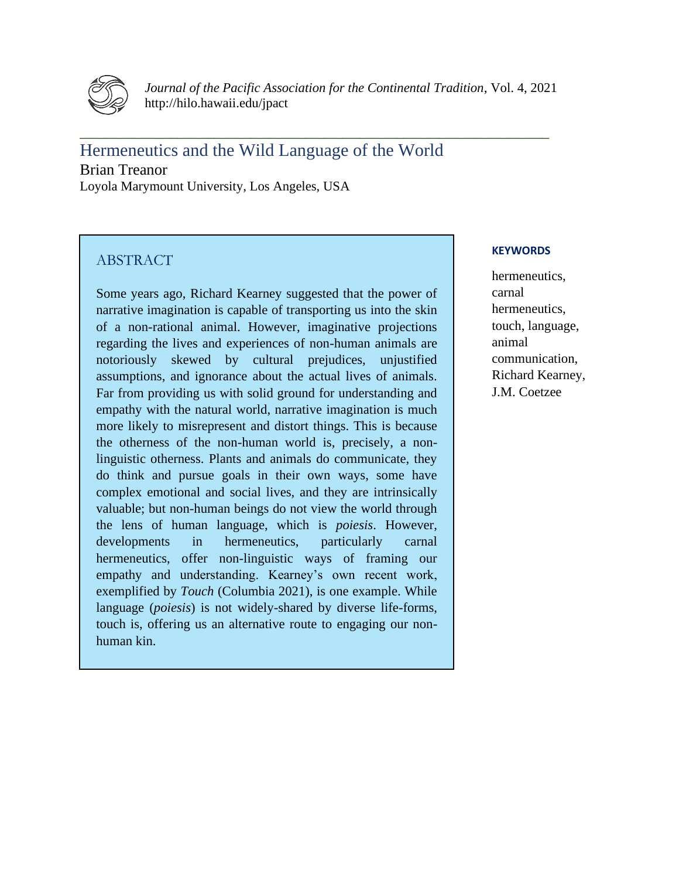# Hermeneutics and the Wild Language of the World

Brian Treanor

Loyola Marymount University, Los Angeles, USA

## ABSTRACT

Some years ago, Richard Kearney suggested that the power of narrative imagination is capable of transporting us into the skin of a non-rational animal. However, imaginative projections regarding the lives and experiences of non-human animals are notoriously skewed by cultural prejudices, unjustified assumptions, and ignorance about the actual lives of animals. Far from providing us with solid ground for understanding and empathy with the natural world, narrative imagination is much more likely to misrepresent and distort things. This is because the otherness of the non-human world is, precisely, a non-linguistic otherness. Plants and animals do communicate, they do think and pursue goals in their own ways, some have complex emotional and social lives, and they are intrinsically valuable; but non-human beings do not view the world through the lens of human language, which is *poiesis*. However, developments in hermeneutics, particularly carnal hermeneutics, offer non-linguistic ways of framing our empathy and understanding. Kearney's own recent work, exemplified by *Touch* (Columbia 2021), is one example. While language (*poiesis*) is not widely-shared by diverse life-forms, touch is, offering us an alternative route to engaging our non-human kin.

**KEYWORDS**

hermeneutics, carnal hermeneutics, touch, language, animal communication, Richard Kearney, J.M. Coetzee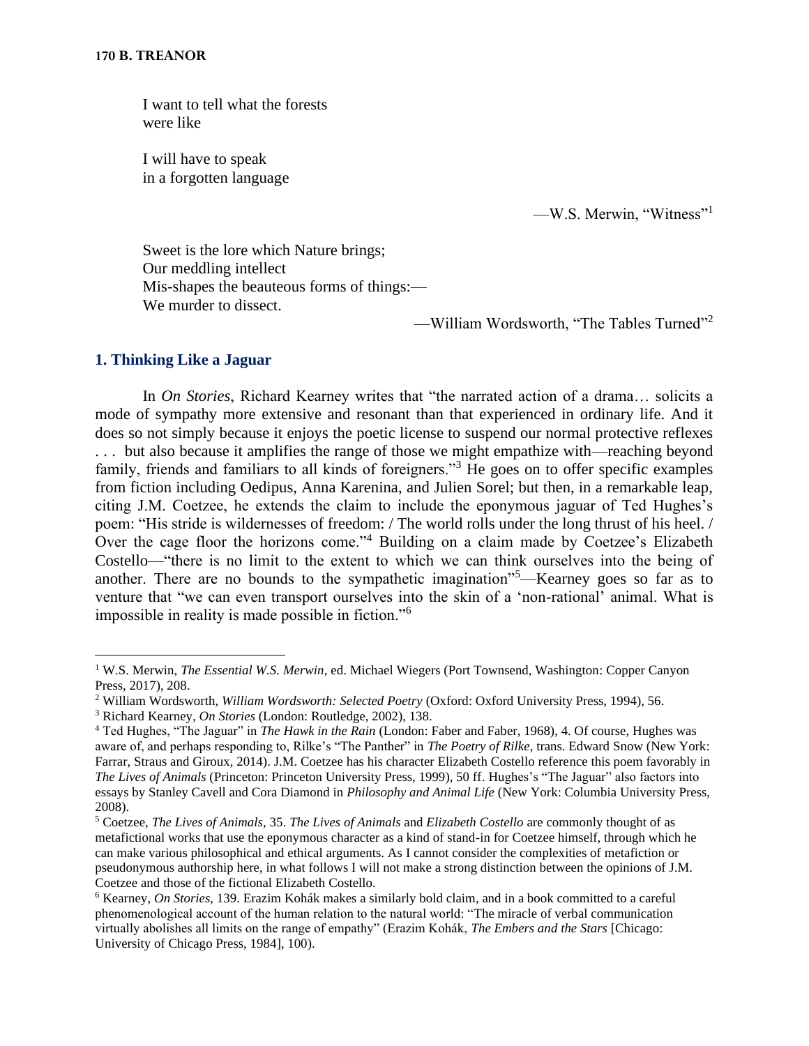I want to tell what the forests
were like

I will have to speak
in a forgotten language

—W.S. Merwin, "Witness"[1]

Sweet is the lore which Nature brings;
Our meddling intellect
Mis-shapes the beauteous forms of things:—
We murder to dissect.

—William Wordsworth, "The Tables Turned"[2]

## 1. Thinking Like a Jaguar

In *On Stories*, Richard Kearney writes that "the narrated action of a drama… solicits a mode of sympathy more extensive and resonant than that experienced in ordinary life. And it does so not simply because it enjoys the poetic license to suspend our normal protective reflexes . . . but also because it amplifies the range of those we might empathize with—reaching beyond family, friends and familiars to all kinds of foreigners."[3] He goes on to offer specific examples from fiction including Oedipus, Anna Karenina, and Julien Sorel; but then, in a remarkable leap, citing J.M. Coetzee, he extends the claim to include the eponymous jaguar of Ted Hughes's poem: "His stride is wildernesses of freedom: / The world rolls under the long thrust of his heel. / Over the cage floor the horizons come."[4] Building on a claim made by Coetzee's Elizabeth Costello—"there is no limit to the extent to which we can think ourselves into the being of another. There are no bounds to the sympathetic imagination"[5]—Kearney goes so far as to venture that "we can even transport ourselves into the skin of a 'non-rational' animal. What is impossible in reality is made possible in fiction."[6]

---

[1] W.S. Merwin, *The Essential W.S. Merwin*, ed. Michael Wiegers (Port Townsend, Washington: Copper Canyon Press, 2017), 208.

[2] William Wordsworth, *William Wordsworth: Selected Poetry* (Oxford: Oxford University Press, 1994), 56.

[3] Richard Kearney, *On Stories* (London: Routledge, 2002), 138.

[4] Ted Hughes, "The Jaguar" in *The Hawk in the Rain* (London: Faber and Faber, 1968), 4. Of course, Hughes was aware of, and perhaps responding to, Rilke's "The Panther" in *The Poetry of Rilke*, trans. Edward Snow (New York: Farrar, Straus and Giroux, 2014). J.M. Coetzee has his character Elizabeth Costello reference this poem favorably in *The Lives of Animals* (Princeton: Princeton University Press, 1999), 50 ff. Hughes's "The Jaguar" also factors into essays by Stanley Cavell and Cora Diamond in *Philosophy and Animal Life* (New York: Columbia University Press, 2008).

[5] Coetzee, *The Lives of Animals*, 35. *The Lives of Animals* and *Elizabeth Costello* are commonly thought of as metafictional works that use the eponymous character as a kind of stand-in for Coetzee himself, through which he can make various philosophical and ethical arguments. As I cannot consider the complexities of metafiction or pseudonymous authorship here, in what follows I will not make a strong distinction between the opinions of J.M. Coetzee and those of the fictional Elizabeth Costello.

[6] Kearney, *On Stories*, 139. Erazim Kohák makes a similarly bold claim, and in a book committed to a careful phenomenological account of the human relation to the natural world: "The miracle of verbal communication virtually abolishes all limits on the range of empathy" (Erazim Kohák, *The Embers and the Stars* [Chicago: University of Chicago Press, 1984], 100).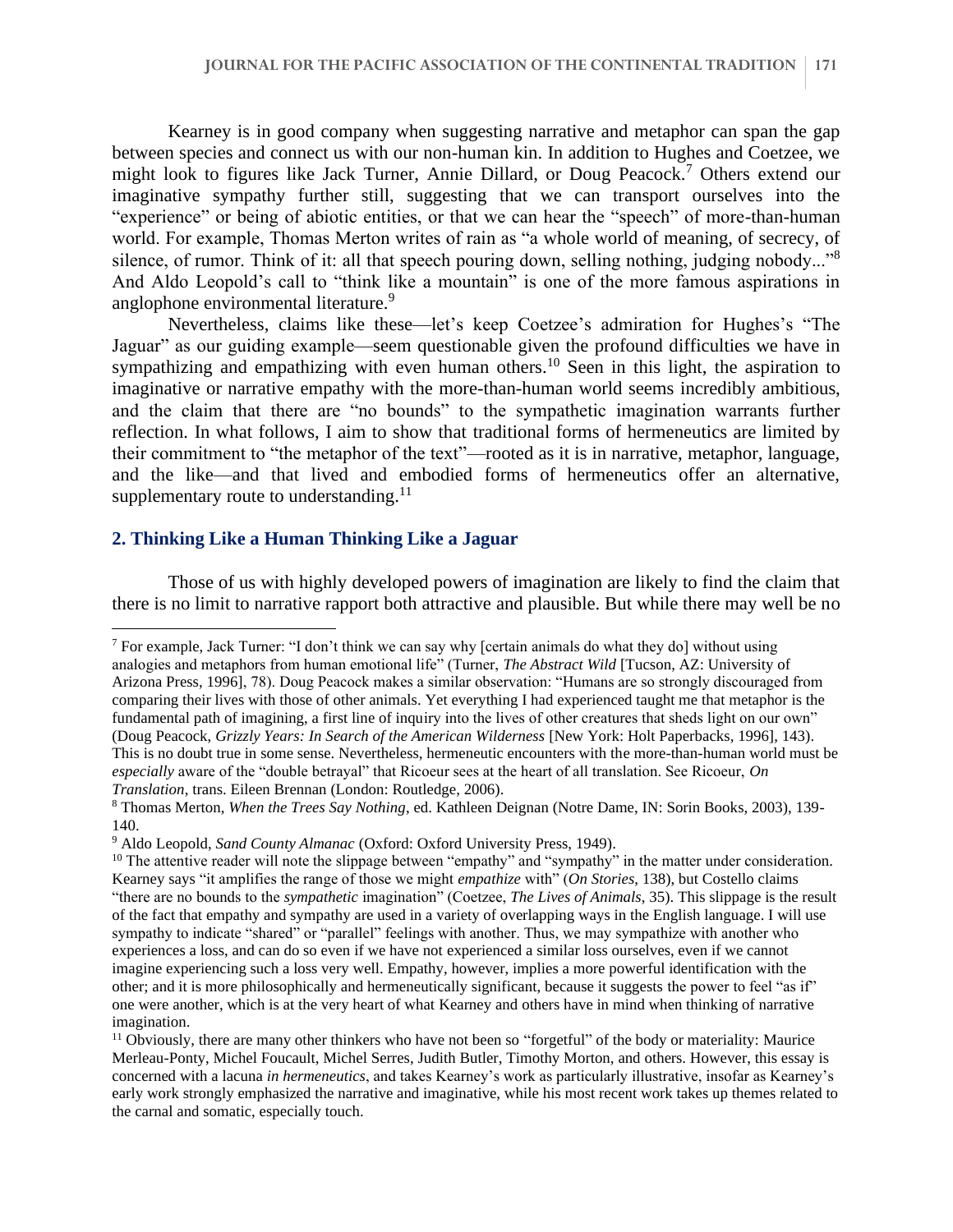Kearney is in good company when suggesting narrative and metaphor can span the gap between species and connect us with our non-human kin. In addition to Hughes and Coetzee, we might look to figures like Jack Turner, Annie Dillard, or Doug Peacock.[7] Others extend our imaginative sympathy further still, suggesting that we can transport ourselves into the "experience" or being of abiotic entities, or that we can hear the "speech" of more-than-human world. For example, Thomas Merton writes of rain as "a whole world of meaning, of secrecy, of silence, of rumor. Think of it: all that speech pouring down, selling nothing, judging nobody..."[8] And Aldo Leopold's call to "think like a mountain" is one of the more famous aspirations in anglophone environmental literature.[9]

Nevertheless, claims like these—let's keep Coetzee's admiration for Hughes's "The Jaguar" as our guiding example—seem questionable given the profound difficulties we have in sympathizing and empathizing with even human others.[10] Seen in this light, the aspiration to imaginative or narrative empathy with the more-than-human world seems incredibly ambitious, and the claim that there are "no bounds" to the sympathetic imagination warrants further reflection. In what follows, I aim to show that traditional forms of hermeneutics are limited by their commitment to "the metaphor of the text"—rooted as it is in narrative, metaphor, language, and the like—and that lived and embodied forms of hermeneutics offer an alternative, supplementary route to understanding.[11]

## 2. Thinking Like a Human Thinking Like a Jaguar

Those of us with highly developed powers of imagination are likely to find the claim that there is no limit to narrative rapport both attractive and plausible. But while there may well be no

---

[7] For example, Jack Turner: "I don't think we can say why [certain animals do what they do] without using analogies and metaphors from human emotional life" (Turner, *The Abstract Wild* [Tucson, AZ: University of Arizona Press, 1996], 78). Doug Peacock makes a similar observation: "Humans are so strongly discouraged from comparing their lives with those of other animals. Yet everything I had experienced taught me that metaphor is the fundamental path of imagining, a first line of inquiry into the lives of other creatures that sheds light on our own" (Doug Peacock, *Grizzly Years: In Search of the American Wilderness* [New York: Holt Paperbacks, 1996], 143). This is no doubt true in some sense. Nevertheless, hermeneutic encounters with the more-than-human world must be *especially* aware of the "double betrayal" that Ricoeur sees at the heart of all translation. See Ricoeur, *On Translation*, trans. Eileen Brennan (London: Routledge, 2006).

[8] Thomas Merton, *When the Trees Say Nothing*, ed. Kathleen Deignan (Notre Dame, IN: Sorin Books, 2003), 139-140.

[9] Aldo Leopold, *Sand County Almanac* (Oxford: Oxford University Press, 1949).

[10] The attentive reader will note the slippage between "empathy" and "sympathy" in the matter under consideration. Kearney says "it amplifies the range of those we might *empathize* with" (*On Stories*, 138), but Costello claims "there are no bounds to the *sympathetic* imagination" (Coetzee, *The Lives of Animals*, 35). This slippage is the result of the fact that empathy and sympathy are used in a variety of overlapping ways in the English language. I will use sympathy to indicate "shared" or "parallel" feelings with another. Thus, we may sympathize with another who experiences a loss, and can do so even if we have not experienced a similar loss ourselves, even if we cannot imagine experiencing such a loss very well. Empathy, however, implies a more powerful identification with the other; and it is more philosophically and hermeneutically significant, because it suggests the power to feel "as if" one were another, which is at the very heart of what Kearney and others have in mind when thinking of narrative imagination.

[11] Obviously, there are many other thinkers who have not been so "forgetful" of the body or materiality: Maurice Merleau-Ponty, Michel Foucault, Michel Serres, Judith Butler, Timothy Morton, and others. However, this essay is concerned with a lacuna *in hermeneutics*, and takes Kearney's work as particularly illustrative, insofar as Kearney's early work strongly emphasized the narrative and imaginative, while his most recent work takes up themes related to the carnal and somatic, especially touch.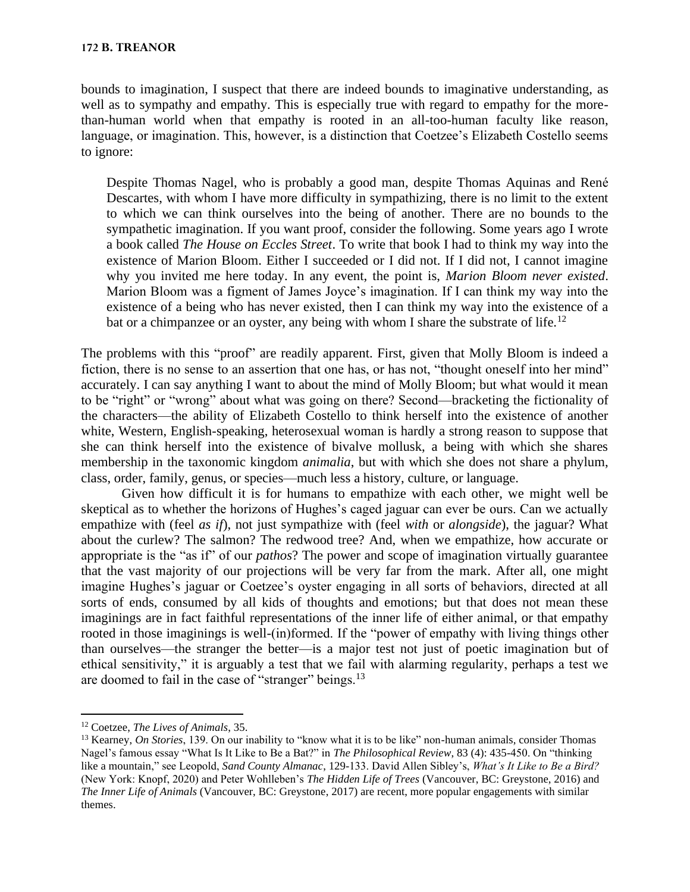bounds to imagination, I suspect that there are indeed bounds to imaginative understanding, as well as to sympathy and empathy. This is especially true with regard to empathy for the more-than-human world when that empathy is rooted in an all-too-human faculty like reason, language, or imagination. This, however, is a distinction that Coetzee's Elizabeth Costello seems to ignore:

> Despite Thomas Nagel, who is probably a good man, despite Thomas Aquinas and René Descartes, with whom I have more difficulty in sympathizing, there is no limit to the extent to which we can think ourselves into the being of another. There are no bounds to the sympathetic imagination. If you want proof, consider the following. Some years ago I wrote a book called *The House on Eccles Street*. To write that book I had to think my way into the existence of Marion Bloom. Either I succeeded or I did not. If I did not, I cannot imagine why you invited me here today. In any event, the point is, *Marion Bloom never existed*. Marion Bloom was a figment of James Joyce's imagination. If I can think my way into the existence of a being who has never existed, then I can think my way into the existence of a bat or a chimpanzee or an oyster, any being with whom I share the substrate of life.[12]

The problems with this "proof" are readily apparent. First, given that Molly Bloom is indeed a fiction, there is no sense to an assertion that one has, or has not, "thought oneself into her mind" accurately. I can say anything I want to about the mind of Molly Bloom; but what would it mean to be "right" or "wrong" about what was going on there? Second—bracketing the fictionality of the characters—the ability of Elizabeth Costello to think herself into the existence of another white, Western, English-speaking, heterosexual woman is hardly a strong reason to suppose that she can think herself into the existence of bivalve mollusk, a being with which she shares membership in the taxonomic kingdom *animalia*, but with which she does not share a phylum, class, order, family, genus, or species—much less a history, culture, or language.

Given how difficult it is for humans to empathize with each other, we might well be skeptical as to whether the horizons of Hughes's caged jaguar can ever be ours. Can we actually empathize with (feel *as if*), not just sympathize with (feel *with* or *alongside*), the jaguar? What about the curlew? The salmon? The redwood tree? And, when we empathize, how accurate or appropriate is the "as if" of our *pathos*? The power and scope of imagination virtually guarantee that the vast majority of our projections will be very far from the mark. After all, one might imagine Hughes's jaguar or Coetzee's oyster engaging in all sorts of behaviors, directed at all sorts of ends, consumed by all kids of thoughts and emotions; but that does not mean these imaginings are in fact faithful representations of the inner life of either animal, or that empathy rooted in those imaginings is well-(in)formed. If the "power of empathy with living things other than ourselves—the stranger the better—is a major test not just of poetic imagination but of ethical sensitivity," it is arguably a test that we fail with alarming regularity, perhaps a test we are doomed to fail in the case of "stranger" beings.[13]

---

[12] Coetzee, *The Lives of Animals*, 35.

[13] Kearney, *On Stories*, 139. On our inability to "know what it is to be like" non-human animals, consider Thomas Nagel's famous essay "What Is It Like to Be a Bat?" in *The Philosophical Review*, 83 (4): 435-450. On "thinking like a mountain," see Leopold, *Sand County Almanac*, 129-133. David Allen Sibley's, *What's It Like to Be a Bird?* (New York: Knopf, 2020) and Peter Wohlleben's *The Hidden Life of Trees* (Vancouver, BC: Greystone, 2016) and *The Inner Life of Animals* (Vancouver, BC: Greystone, 2017) are recent, more popular engagements with similar themes.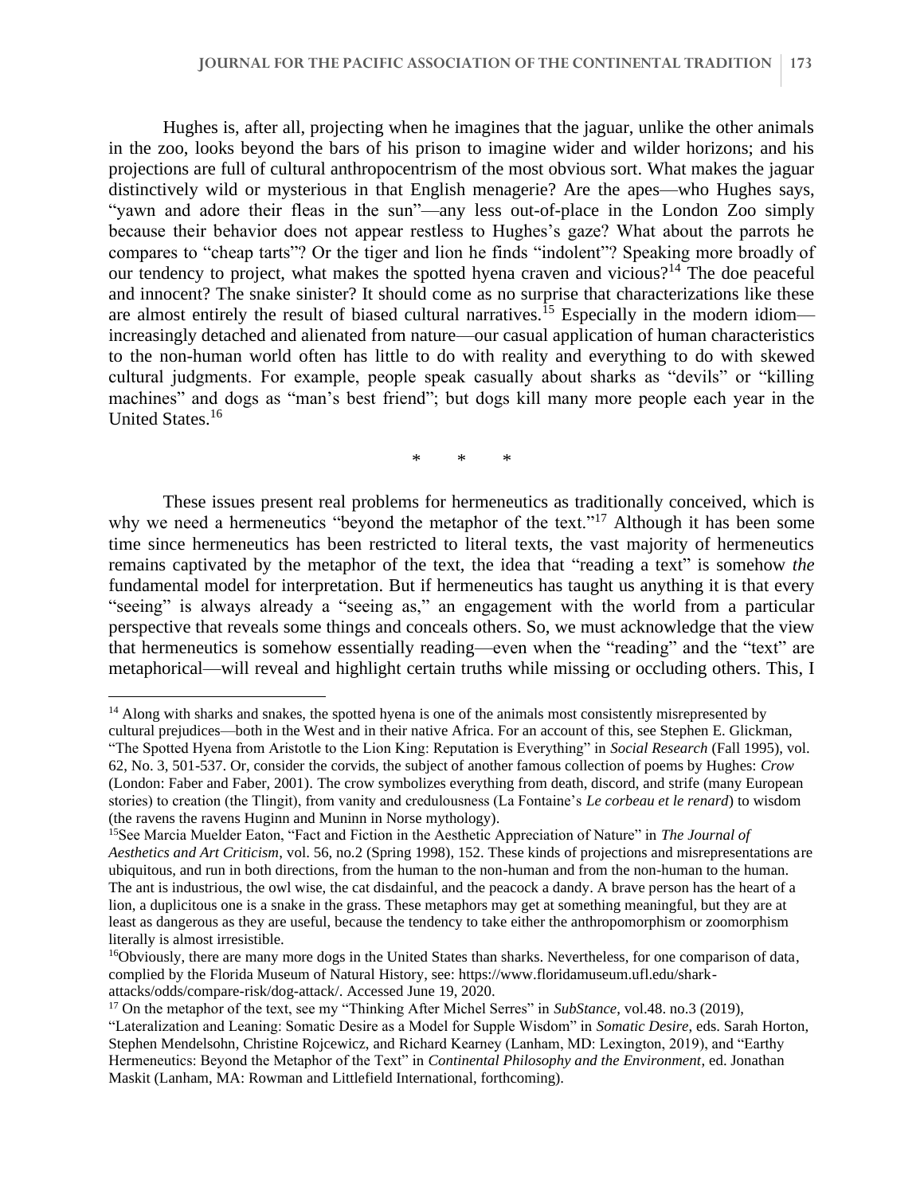Hughes is, after all, projecting when he imagines that the jaguar, unlike the other animals in the zoo, looks beyond the bars of his prison to imagine wider and wilder horizons; and his projections are full of cultural anthropocentrism of the most obvious sort. What makes the jaguar distinctively wild or mysterious in that English menagerie? Are the apes—who Hughes says, "yawn and adore their fleas in the sun"—any less out-of-place in the London Zoo simply because their behavior does not appear restless to Hughes's gaze? What about the parrots he compares to "cheap tarts"? Or the tiger and lion he finds "indolent"? Speaking more broadly of our tendency to project, what makes the spotted hyena craven and vicious?[14] The doe peaceful and innocent? The snake sinister? It should come as no surprise that characterizations like these are almost entirely the result of biased cultural narratives.[15] Especially in the modern idiom—increasingly detached and alienated from nature—our casual application of human characteristics to the non-human world often has little to do with reality and everything to do with skewed cultural judgments. For example, people speak casually about sharks as "devils" or "killing machines" and dogs as "man's best friend"; but dogs kill many more people each year in the United States.[16]

\* \* \*

These issues present real problems for hermeneutics as traditionally conceived, which is why we need a hermeneutics "beyond the metaphor of the text."[17] Although it has been some time since hermeneutics has been restricted to literal texts, the vast majority of hermeneutics remains captivated by the metaphor of the text, the idea that "reading a text" is somehow *the* fundamental model for interpretation. But if hermeneutics has taught us anything it is that every "seeing" is always already a "seeing as," an engagement with the world from a particular perspective that reveals some things and conceals others. So, we must acknowledge that the view that hermeneutics is somehow essentially reading—even when the "reading" and the "text" are metaphorical—will reveal and highlight certain truths while missing or occluding others. This, I

---

[14] Along with sharks and snakes, the spotted hyena is one of the animals most consistently misrepresented by cultural prejudices—both in the West and in their native Africa. For an account of this, see Stephen E. Glickman, "The Spotted Hyena from Aristotle to the Lion King: Reputation is Everything" in *Social Research* (Fall 1995), vol. 62, No. 3, 501-537. Or, consider the corvids, the subject of another famous collection of poems by Hughes: *Crow* (London: Faber and Faber, 2001). The crow symbolizes everything from death, discord, and strife (many European stories) to creation (the Tlingit), from vanity and credulousness (La Fontaine's *Le corbeau et le renard*) to wisdom (the ravens the ravens Huginn and Muninn in Norse mythology).

[15] See Marcia Muelder Eaton, "Fact and Fiction in the Aesthetic Appreciation of Nature" in *The Journal of Aesthetics and Art Criticism*, vol. 56, no.2 (Spring 1998), 152. These kinds of projections and misrepresentations are ubiquitous, and run in both directions, from the human to the non-human and from the non-human to the human. The ant is industrious, the owl wise, the cat disdainful, and the peacock a dandy. A brave person has the heart of a lion, a duplicitous one is a snake in the grass. These metaphors may get at something meaningful, but they are at least as dangerous as they are useful, because the tendency to take either the anthropomorphism or zoomorphism literally is almost irresistible.

[16] Obviously, there are many more dogs in the United States than sharks. Nevertheless, for one comparison of data, complied by the Florida Museum of Natural History, see: https://www.floridamuseum.ufl.edu/shark-attacks/odds/compare-risk/dog-attack/. Accessed June 19, 2020.

[17] On the metaphor of the text, see my "Thinking After Michel Serres" in *SubStance*, vol.48. no.3 (2019), "Lateralization and Leaning: Somatic Desire as a Model for Supple Wisdom" in *Somatic Desire*, eds. Sarah Horton, Stephen Mendelsohn, Christine Rojcewicz, and Richard Kearney (Lanham, MD: Lexington, 2019), and "Earthy Hermeneutics: Beyond the Metaphor of the Text" in *Continental Philosophy and the Environment*, ed. Jonathan Maskit (Lanham, MA: Rowman and Littlefield International, forthcoming).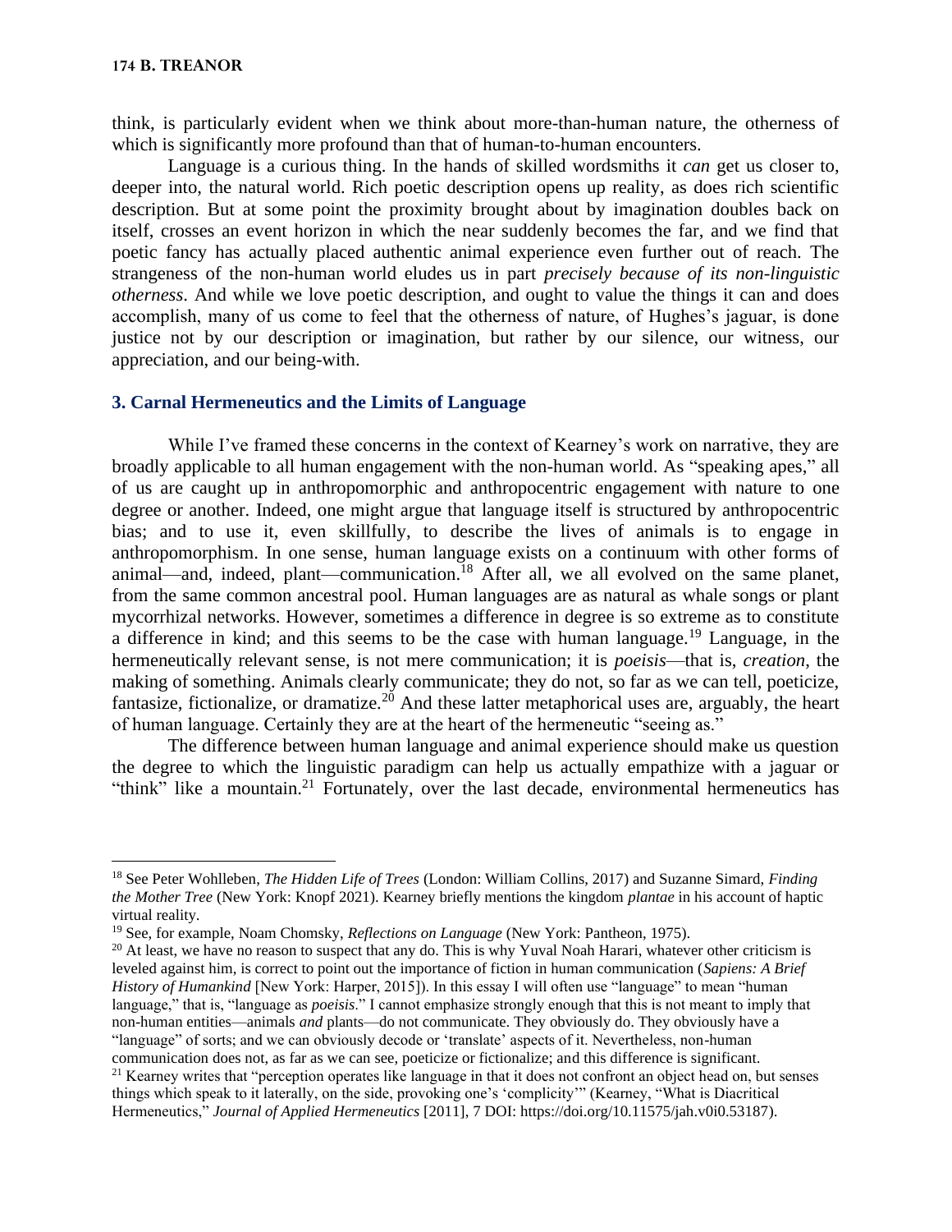think, is particularly evident when we think about more-than-human nature, the otherness of which is significantly more profound than that of human-to-human encounters.

Language is a curious thing. In the hands of skilled wordsmiths it *can* get us closer to, deeper into, the natural world. Rich poetic description opens up reality, as does rich scientific description. But at some point the proximity brought about by imagination doubles back on itself, crosses an event horizon in which the near suddenly becomes the far, and we find that poetic fancy has actually placed authentic animal experience even further out of reach. The strangeness of the non-human world eludes us in part *precisely because of its non-linguistic otherness*. And while we love poetic description, and ought to value the things it can and does accomplish, many of us come to feel that the otherness of nature, of Hughes's jaguar, is done justice not by our description or imagination, but rather by our silence, our witness, our appreciation, and our being-with.

## 3. Carnal Hermeneutics and the Limits of Language

While I've framed these concerns in the context of Kearney's work on narrative, they are broadly applicable to all human engagement with the non-human world. As "speaking apes," all of us are caught up in anthropomorphic and anthropocentric engagement with nature to one degree or another. Indeed, one might argue that language itself is structured by anthropocentric bias; and to use it, even skillfully, to describe the lives of animals is to engage in anthropomorphism. In one sense, human language exists on a continuum with other forms of animal—and, indeed, plant—communication.[18] After all, we all evolved on the same planet, from the same common ancestral pool. Human languages are as natural as whale songs or plant mycorrhizal networks. However, sometimes a difference in degree is so extreme as to constitute a difference in kind; and this seems to be the case with human language.[19] Language, in the hermeneutically relevant sense, is not mere communication; it is *poeisis*—that is, *creation*, the making of something. Animals clearly communicate; they do not, so far as we can tell, poeticize, fantasize, fictionalize, or dramatize.[20] And these latter metaphorical uses are, arguably, the heart of human language. Certainly they are at the heart of the hermeneutic "seeing as."

The difference between human language and animal experience should make us question the degree to which the linguistic paradigm can help us actually empathize with a jaguar or "think" like a mountain.[21] Fortunately, over the last decade, environmental hermeneutics has

---

[18] See Peter Wohlleben, *The Hidden Life of Trees* (London: William Collins, 2017) and Suzanne Simard, *Finding the Mother Tree* (New York: Knopf 2021). Kearney briefly mentions the kingdom *plantae* in his account of haptic virtual reality.

[19] See, for example, Noam Chomsky, *Reflections on Language* (New York: Pantheon, 1975).

[20] At least, we have no reason to suspect that any do. This is why Yuval Noah Harari, whatever other criticism is leveled against him, is correct to point out the importance of fiction in human communication (*Sapiens: A Brief History of Humankind* [New York: Harper, 2015]). In this essay I will often use "language" to mean "human language," that is, "language as *poeisis*." I cannot emphasize strongly enough that this is not meant to imply that non-human entities—animals *and* plants—do not communicate. They obviously do. They obviously have a "language" of sorts; and we can obviously decode or 'translate' aspects of it. Nevertheless, non-human communication does not, as far as we can see, poeticize or fictionalize; and this difference is significant.

[21] Kearney writes that "perception operates like language in that it does not confront an object head on, but senses things which speak to it laterally, on the side, provoking one's 'complicity'" (Kearney, "What is Diacritical Hermeneutics," *Journal of Applied Hermeneutics* [2011], 7 DOI: https://doi.org/10.11575/jah.v0i0.53187).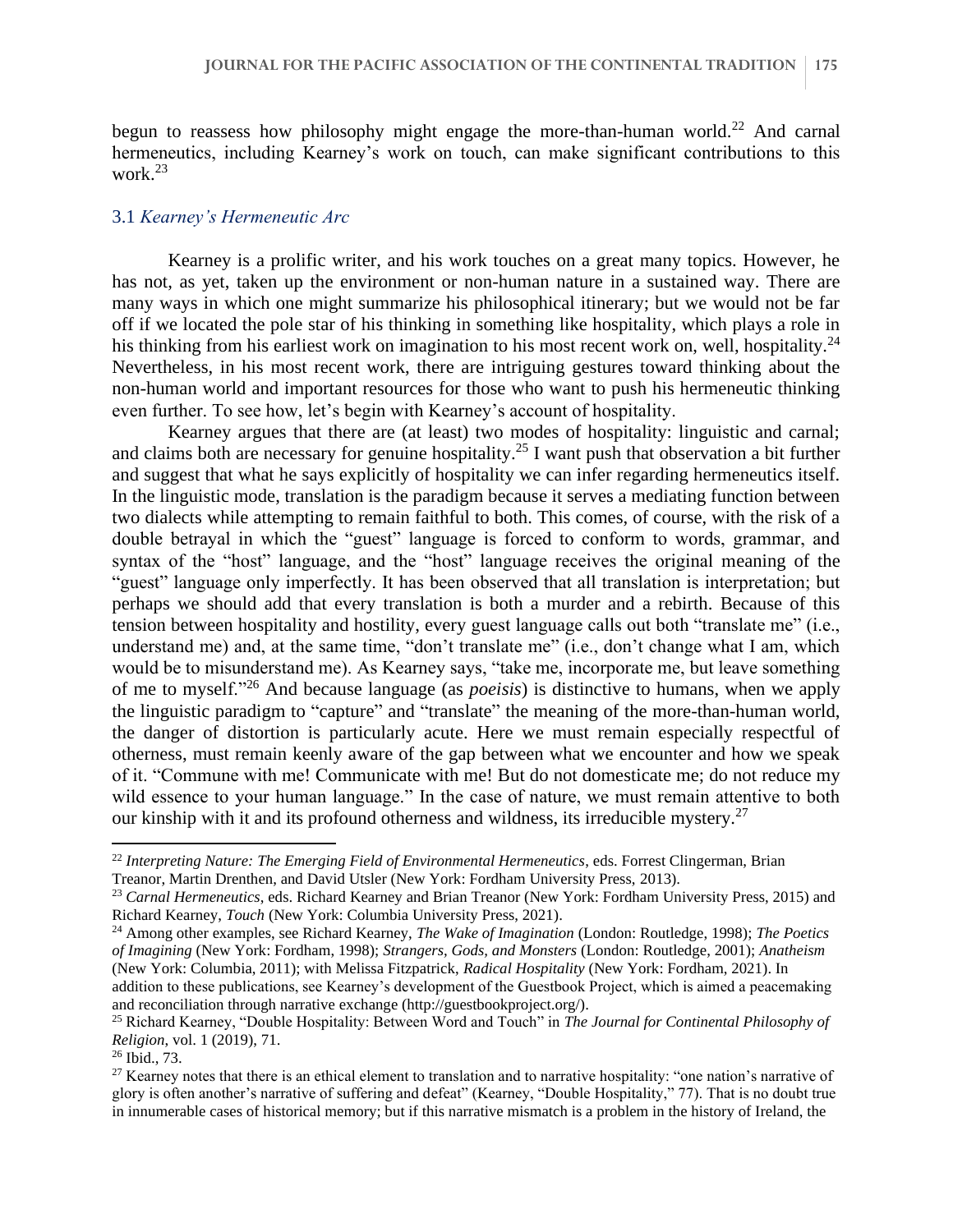begun to reassess how philosophy might engage the more-than-human world.[22] And carnal hermeneutics, including Kearney's work on touch, can make significant contributions to this work.[23]

### 3.1 *Kearney's Hermeneutic Arc*

Kearney is a prolific writer, and his work touches on a great many topics. However, he has not, as yet, taken up the environment or non-human nature in a sustained way. There are many ways in which one might summarize his philosophical itinerary; but we would not be far off if we located the pole star of his thinking in something like hospitality, which plays a role in his thinking from his earliest work on imagination to his most recent work on, well, hospitality.[24] Nevertheless, in his most recent work, there are intriguing gestures toward thinking about the non-human world and important resources for those who want to push his hermeneutic thinking even further. To see how, let's begin with Kearney's account of hospitality.

Kearney argues that there are (at least) two modes of hospitality: linguistic and carnal; and claims both are necessary for genuine hospitality.[25] I want push that observation a bit further and suggest that what he says explicitly of hospitality we can infer regarding hermeneutics itself. In the linguistic mode, translation is the paradigm because it serves a mediating function between two dialects while attempting to remain faithful to both. This comes, of course, with the risk of a double betrayal in which the "guest" language is forced to conform to words, grammar, and syntax of the "host" language, and the "host" language receives the original meaning of the "guest" language only imperfectly. It has been observed that all translation is interpretation; but perhaps we should add that every translation is both a murder and a rebirth. Because of this tension between hospitality and hostility, every guest language calls out both "translate me" (i.e., understand me) and, at the same time, "don't translate me" (i.e., don't change what I am, which would be to misunderstand me). As Kearney says, "take me, incorporate me, but leave something of me to myself."[26] And because language (as *poeisis*) is distinctive to humans, when we apply the linguistic paradigm to "capture" and "translate" the meaning of the more-than-human world, the danger of distortion is particularly acute. Here we must remain especially respectful of otherness, must remain keenly aware of the gap between what we encounter and how we speak of it. "Commune with me! Communicate with me! But do not domesticate me; do not reduce my wild essence to your human language." In the case of nature, we must remain attentive to both our kinship with it and its profound otherness and wildness, its irreducible mystery.[27]

---

[22] *Interpreting Nature: The Emerging Field of Environmental Hermeneutics*, eds. Forrest Clingerman, Brian Treanor, Martin Drenthen, and David Utsler (New York: Fordham University Press, 2013).

[23] *Carnal Hermeneutics*, eds. Richard Kearney and Brian Treanor (New York: Fordham University Press, 2015) and Richard Kearney, *Touch* (New York: Columbia University Press, 2021).

[24] Among other examples, see Richard Kearney, *The Wake of Imagination* (London: Routledge, 1998); *The Poetics of Imagining* (New York: Fordham, 1998); *Strangers, Gods, and Monsters* (London: Routledge, 2001); *Anatheism* (New York: Columbia, 2011); with Melissa Fitzpatrick, *Radical Hospitality* (New York: Fordham, 2021). In addition to these publications, see Kearney's development of the Guestbook Project, which is aimed a peacemaking and reconciliation through narrative exchange (http://guestbookproject.org/).

[25] Richard Kearney, "Double Hospitality: Between Word and Touch" in *The Journal for Continental Philosophy of Religion*, vol. 1 (2019), 71.

[26] Ibid., 73.

[27] Kearney notes that there is an ethical element to translation and to narrative hospitality: "one nation's narrative of glory is often another's narrative of suffering and defeat" (Kearney, "Double Hospitality," 77). That is no doubt true in innumerable cases of historical memory; but if this narrative mismatch is a problem in the history of Ireland, the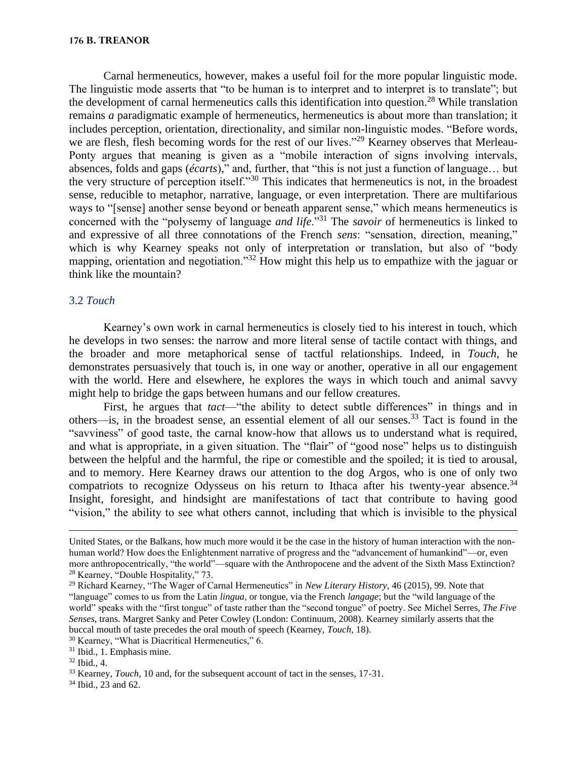Carnal hermeneutics, however, makes a useful foil for the more popular linguistic mode. The linguistic mode asserts that "to be human is to interpret and to interpret is to translate"; but the development of carnal hermeneutics calls this identification into question.[28] While translation remains *a* paradigmatic example of hermeneutics, hermeneutics is about more than translation; it includes perception, orientation, directionality, and similar non-linguistic modes. "Before words, we are flesh, flesh becoming words for the rest of our lives."[29] Kearney observes that Merleau-Ponty argues that meaning is given as a "mobile interaction of signs involving intervals, absences, folds and gaps (*écarts*)," and, further, that "this is not just a function of language… but the very structure of perception itself."[30] This indicates that hermeneutics is not, in the broadest sense, reducible to metaphor, narrative, language, or even interpretation. There are multifarious ways to "[sense] another sense beyond or beneath apparent sense," which means hermeneutics is concerned with the "polysemy of language *and life*."[31] The *savoir* of hermeneutics is linked to and expressive of all three connotations of the French *sens*: "sensation, direction, meaning," which is why Kearney speaks not only of interpretation or translation, but also of "body mapping, orientation and negotiation."[32] How might this help us to empathize with the jaguar or think like the mountain?

### 3.2 *Touch*

Kearney's own work in carnal hermeneutics is closely tied to his interest in touch, which he develops in two senses: the narrow and more literal sense of tactile contact with things, and the broader and more metaphorical sense of tactful relationships. Indeed, in *Touch*, he demonstrates persuasively that touch is, in one way or another, operative in all our engagement with the world. Here and elsewhere, he explores the ways in which touch and animal savvy might help to bridge the gaps between humans and our fellow creatures.

First, he argues that *tact*—"the ability to detect subtle differences" in things and in others—is, in the broadest sense, an essential element of all our senses.[33] Tact is found in the "savviness" of good taste, the carnal know-how that allows us to understand what is required, and what is appropriate, in a given situation. The "flair" of "good nose" helps us to distinguish between the helpful and the harmful, the ripe or comestible and the spoiled; it is tied to arousal, and to memory. Here Kearney draws our attention to the dog Argos, who is one of only two compatriots to recognize Odysseus on his return to Ithaca after his twenty-year absence.[34] Insight, foresight, and hindsight are manifestations of tact that contribute to having good "vision," the ability to see what others cannot, including that which is invisible to the physical

---

United States, or the Balkans, how much more would it be the case in the history of human interaction with the non-human world? How does the Enlightenment narrative of progress and the "advancement of humankind"—or, even more anthropocentrically, "the world"—square with the Anthropocene and the advent of the Sixth Mass Extinction?

[28] Kearney, "Double Hospitality," 73.

[29] Richard Kearney, "The Wager of Carnal Hermeneutics" in *New Literary History*, 46 (2015), 99. Note that "language" comes to us from the Latin *lingua*, or tongue, via the French *langage*; but the "wild language of the world" speaks with the "first tongue" of taste rather than the "second tongue" of poetry. See Michel Serres, *The Five Senses*, trans. Margret Sanky and Peter Cowley (London: Continuum, 2008). Kearney similarly asserts that the buccal mouth of taste precedes the oral mouth of speech (Kearney, *Touch*, 18).

[30] Kearney, "What is Diacritical Hermeneutics," 6.

[31] Ibid., 1. Emphasis mine.

[32] Ibid., 4.

[33] Kearney, *Touch*, 10 and, for the subsequent account of tact in the senses, 17-31.

[34] Ibid., 23 and 62.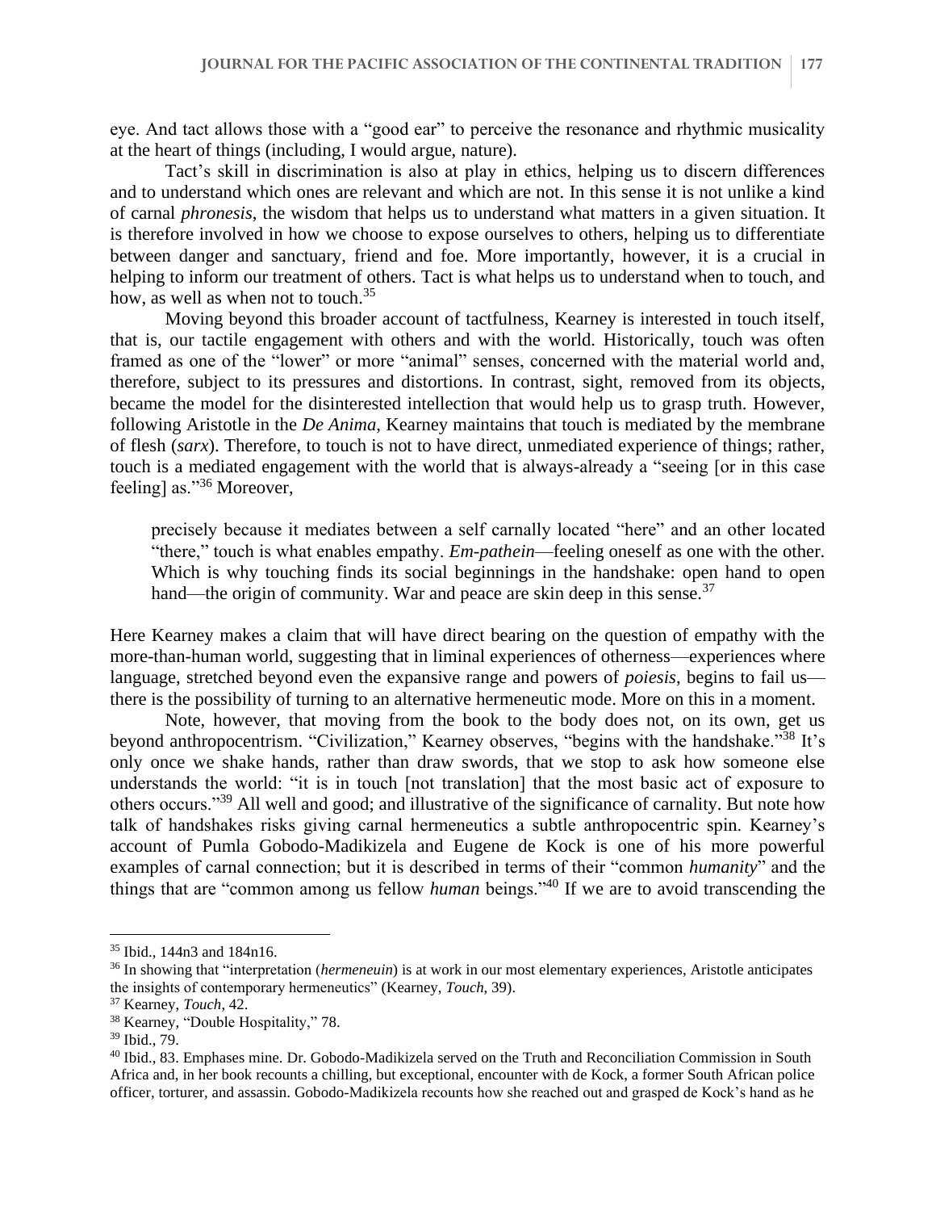eye. And tact allows those with a "good ear" to perceive the resonance and rhythmic musicality at the heart of things (including, I would argue, nature).

Tact's skill in discrimination is also at play in ethics, helping us to discern differences and to understand which ones are relevant and which are not. In this sense it is not unlike a kind of carnal *phronesis*, the wisdom that helps us to understand what matters in a given situation. It is therefore involved in how we choose to expose ourselves to others, helping us to differentiate between danger and sanctuary, friend and foe. More importantly, however, it is a crucial in helping to inform our treatment of others. Tact is what helps us to understand when to touch, and how, as well as when not to touch.[35]

Moving beyond this broader account of tactfulness, Kearney is interested in touch itself, that is, our tactile engagement with others and with the world. Historically, touch was often framed as one of the "lower" or more "animal" senses, concerned with the material world and, therefore, subject to its pressures and distortions. In contrast, sight, removed from its objects, became the model for the disinterested intellection that would help us to grasp truth. However, following Aristotle in the *De Anima*, Kearney maintains that touch is mediated by the membrane of flesh (*sarx*). Therefore, to touch is not to have direct, unmediated experience of things; rather, touch is a mediated engagement with the world that is always-already a "seeing [or in this case feeling] as."[36] Moreover,

> precisely because it mediates between a self carnally located "here" and an other located "there," touch is what enables empathy. *Em-pathein*—feeling oneself as one with the other. Which is why touching finds its social beginnings in the handshake: open hand to open hand—the origin of community. War and peace are skin deep in this sense.[37]

Here Kearney makes a claim that will have direct bearing on the question of empathy with the more-than-human world, suggesting that in liminal experiences of otherness—experiences where language, stretched beyond even the expansive range and powers of *poiesis*, begins to fail us—there is the possibility of turning to an alternative hermeneutic mode. More on this in a moment.

Note, however, that moving from the book to the body does not, on its own, get us beyond anthropocentrism. "Civilization," Kearney observes, "begins with the handshake."[38] It's only once we shake hands, rather than draw swords, that we stop to ask how someone else understands the world: "it is in touch [not translation] that the most basic act of exposure to others occurs."[39] All well and good; and illustrative of the significance of carnality. But note how talk of handshakes risks giving carnal hermeneutics a subtle anthropocentric spin. Kearney's account of Pumla Gobodo-Madikizela and Eugene de Kock is one of his more powerful examples of carnal connection; but it is described in terms of their "common *humanity*" and the things that are "common among us fellow *human* beings."[40] If we are to avoid transcending the

---

[35] Ibid., 144n3 and 184n16.

[36] In showing that "interpretation (*hermeneuin*) is at work in our most elementary experiences, Aristotle anticipates the insights of contemporary hermeneutics" (Kearney, *Touch*, 39).

[37] Kearney, *Touch*, 42.

[38] Kearney, "Double Hospitality," 78.

[39] Ibid., 79.

[40] Ibid., 83. Emphases mine. Dr. Gobodo-Madikizela served on the Truth and Reconciliation Commission in South Africa and, in her book recounts a chilling, but exceptional, encounter with de Kock, a former South African police officer, torturer, and assassin. Gobodo-Madikizela recounts how she reached out and grasped de Kock's hand as he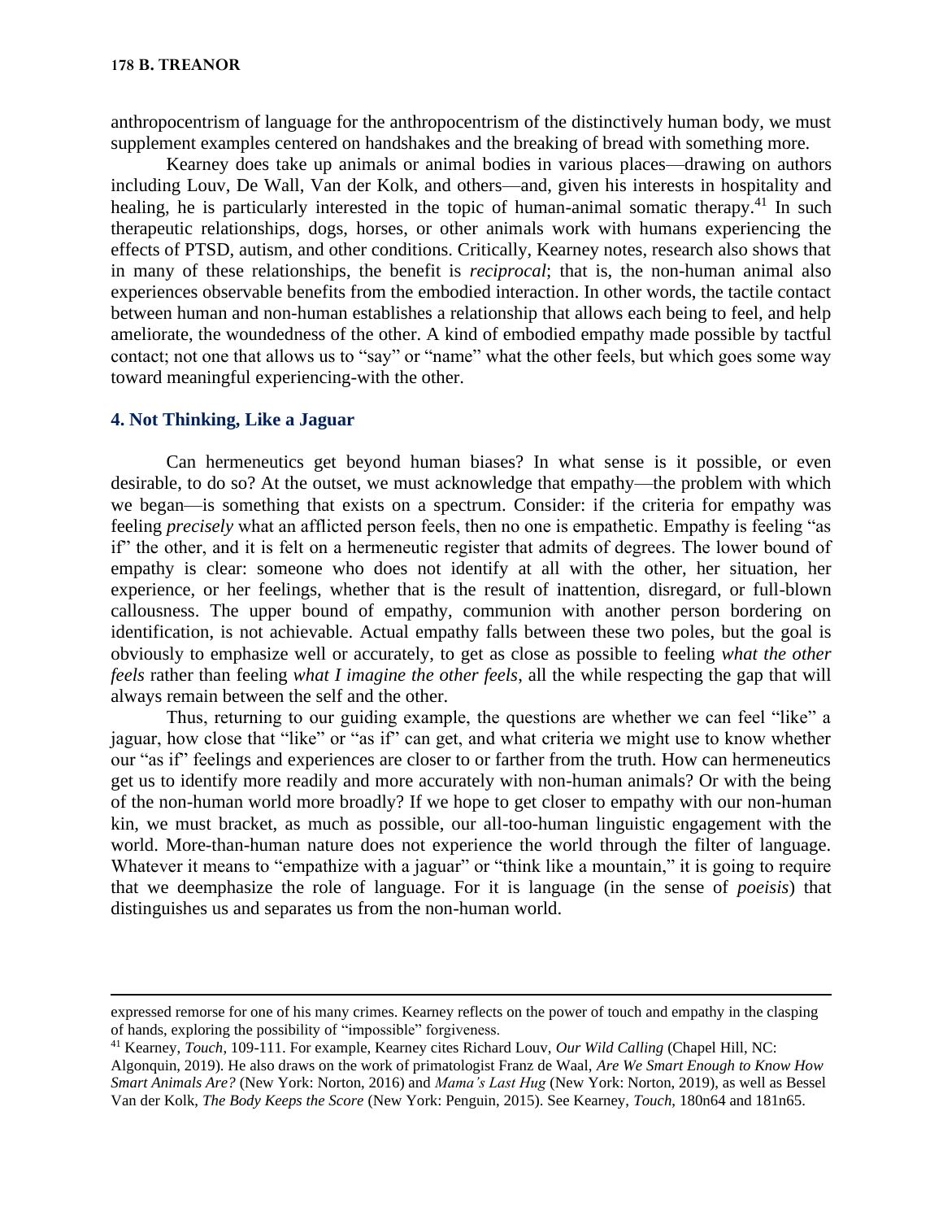anthropocentrism of language for the anthropocentrism of the distinctively human body, we must supplement examples centered on handshakes and the breaking of bread with something more.

Kearney does take up animals or animal bodies in various places—drawing on authors including Louv, De Wall, Van der Kolk, and others—and, given his interests in hospitality and healing, he is particularly interested in the topic of human-animal somatic therapy.[41] In such therapeutic relationships, dogs, horses, or other animals work with humans experiencing the effects of PTSD, autism, and other conditions. Critically, Kearney notes, research also shows that in many of these relationships, the benefit is *reciprocal*; that is, the non-human animal also experiences observable benefits from the embodied interaction. In other words, the tactile contact between human and non-human establishes a relationship that allows each being to feel, and help ameliorate, the woundedness of the other. A kind of embodied empathy made possible by tactful contact; not one that allows us to "say" or "name" what the other feels, but which goes some way toward meaningful experiencing-with the other.

## 4. Not Thinking, Like a Jaguar

Can hermeneutics get beyond human biases? In what sense is it possible, or even desirable, to do so? At the outset, we must acknowledge that empathy—the problem with which we began—is something that exists on a spectrum. Consider: if the criteria for empathy was feeling *precisely* what an afflicted person feels, then no one is empathetic. Empathy is feeling "as if" the other, and it is felt on a hermeneutic register that admits of degrees. The lower bound of empathy is clear: someone who does not identify at all with the other, her situation, her experience, or her feelings, whether that is the result of inattention, disregard, or full-blown callousness. The upper bound of empathy, communion with another person bordering on identification, is not achievable. Actual empathy falls between these two poles, but the goal is obviously to emphasize well or accurately, to get as close as possible to feeling *what the other feels* rather than feeling *what I imagine the other feels*, all the while respecting the gap that will always remain between the self and the other.

Thus, returning to our guiding example, the questions are whether we can feel "like" a jaguar, how close that "like" or "as if" can get, and what criteria we might use to know whether our "as if" feelings and experiences are closer to or farther from the truth. How can hermeneutics get us to identify more readily and more accurately with non-human animals? Or with the being of the non-human world more broadly? If we hope to get closer to empathy with our non-human kin, we must bracket, as much as possible, our all-too-human linguistic engagement with the world. More-than-human nature does not experience the world through the filter of language. Whatever it means to "empathize with a jaguar" or "think like a mountain," it is going to require that we deemphasize the role of language. For it is language (in the sense of *poeisis*) that distinguishes us and separates us from the non-human world.

---

expressed remorse for one of his many crimes. Kearney reflects on the power of touch and empathy in the clasping of hands, exploring the possibility of "impossible" forgiveness.

[41] Kearney, *Touch*, 109-111. For example, Kearney cites Richard Louv, *Our Wild Calling* (Chapel Hill, NC: Algonquin, 2019). He also draws on the work of primatologist Franz de Waal, *Are We Smart Enough to Know How Smart Animals Are?* (New York: Norton, 2016) and *Mama's Last Hug* (New York: Norton, 2019), as well as Bessel Van der Kolk, *The Body Keeps the Score* (New York: Penguin, 2015). See Kearney, *Touch*, 180n64 and 181n65.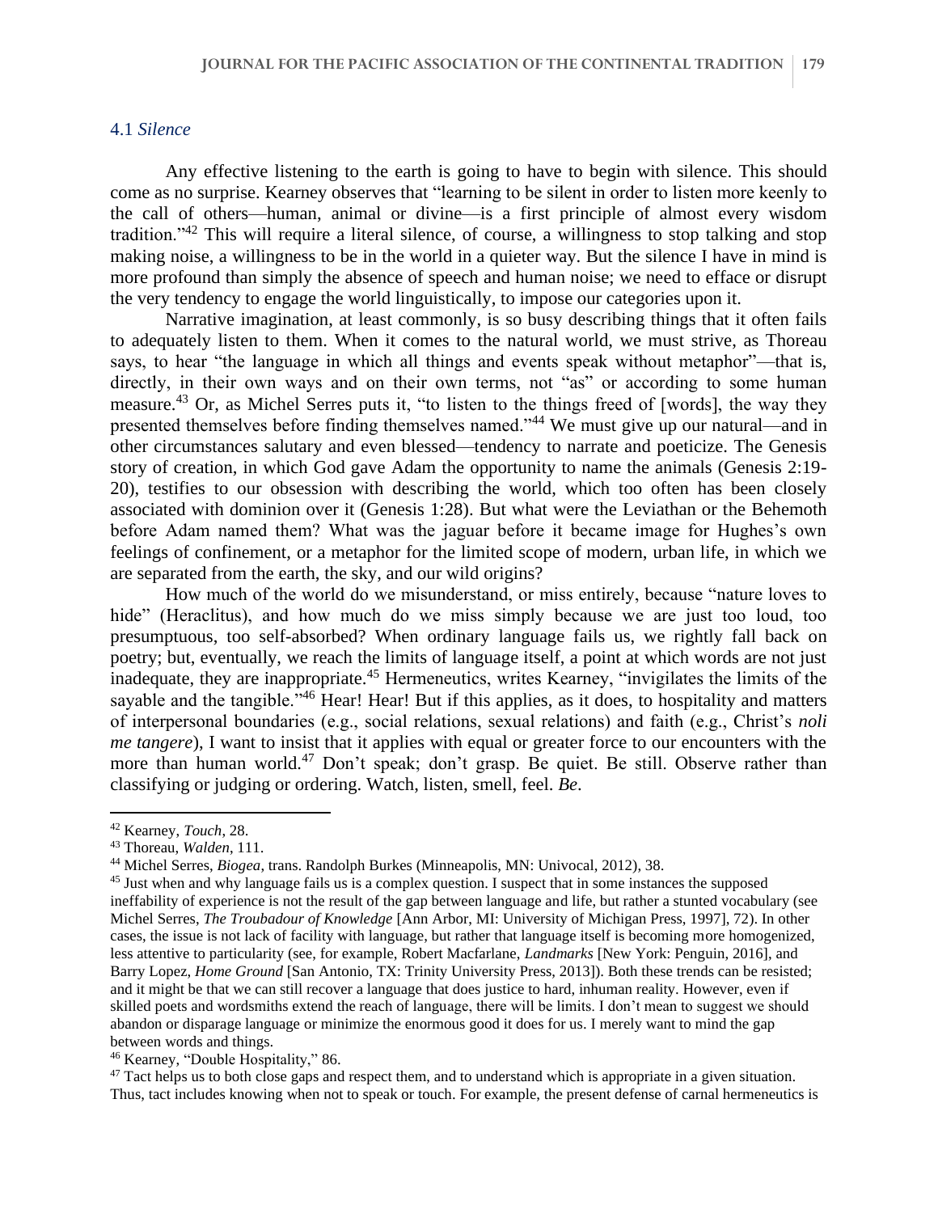### 4.1 *Silence*

Any effective listening to the earth is going to have to begin with silence. This should come as no surprise. Kearney observes that "learning to be silent in order to listen more keenly to the call of others—human, animal or divine—is a first principle of almost every wisdom tradition."[42] This will require a literal silence, of course, a willingness to stop talking and stop making noise, a willingness to be in the world in a quieter way. But the silence I have in mind is more profound than simply the absence of speech and human noise; we need to efface or disrupt the very tendency to engage the world linguistically, to impose our categories upon it.

Narrative imagination, at least commonly, is so busy describing things that it often fails to adequately listen to them. When it comes to the natural world, we must strive, as Thoreau says, to hear "the language in which all things and events speak without metaphor"—that is, directly, in their own ways and on their own terms, not "as" or according to some human measure.[43] Or, as Michel Serres puts it, "to listen to the things freed of [words], the way they presented themselves before finding themselves named."[44] We must give up our natural—and in other circumstances salutary and even blessed—tendency to narrate and poeticize. The Genesis story of creation, in which God gave Adam the opportunity to name the animals (Genesis 2:19-20), testifies to our obsession with describing the world, which too often has been closely associated with dominion over it (Genesis 1:28). But what were the Leviathan or the Behemoth before Adam named them? What was the jaguar before it became image for Hughes's own feelings of confinement, or a metaphor for the limited scope of modern, urban life, in which we are separated from the earth, the sky, and our wild origins?

How much of the world do we misunderstand, or miss entirely, because "nature loves to hide" (Heraclitus), and how much do we miss simply because we are just too loud, too presumptuous, too self-absorbed? When ordinary language fails us, we rightly fall back on poetry; but, eventually, we reach the limits of language itself, a point at which words are not just inadequate, they are inappropriate.[45] Hermeneutics, writes Kearney, "invigilates the limits of the sayable and the tangible."[46] Hear! Hear! But if this applies, as it does, to hospitality and matters of interpersonal boundaries (e.g., social relations, sexual relations) and faith (e.g., Christ's *noli me tangere*), I want to insist that it applies with equal or greater force to our encounters with the more than human world.[47] Don't speak; don't grasp. Be quiet. Be still. Observe rather than classifying or judging or ordering. Watch, listen, smell, feel. *Be.*

---

[42] Kearney, *Touch*, 28.

[43] Thoreau, *Walden*, 111.

[44] Michel Serres, *Biogea*, trans. Randolph Burkes (Minneapolis, MN: Univocal, 2012), 38.

[45] Just when and why language fails us is a complex question. I suspect that in some instances the supposed ineffability of experience is not the result of the gap between language and life, but rather a stunted vocabulary (see Michel Serres, *The Troubadour of Knowledge* [Ann Arbor, MI: University of Michigan Press, 1997], 72). In other cases, the issue is not lack of facility with language, but rather that language itself is becoming more homogenized, less attentive to particularity (see, for example, Robert Macfarlane, *Landmarks* [New York: Penguin, 2016], and Barry Lopez, *Home Ground* [San Antonio, TX: Trinity University Press, 2013]). Both these trends can be resisted; and it might be that we can still recover a language that does justice to hard, inhuman reality. However, even if skilled poets and wordsmiths extend the reach of language, there will be limits. I don't mean to suggest we should abandon or disparage language or minimize the enormous good it does for us. I merely want to mind the gap between words and things.

[46] Kearney, "Double Hospitality," 86.

[47] Tact helps us to both close gaps and respect them, and to understand which is appropriate in a given situation. Thus, tact includes knowing when not to speak or touch. For example, the present defense of carnal hermeneutics is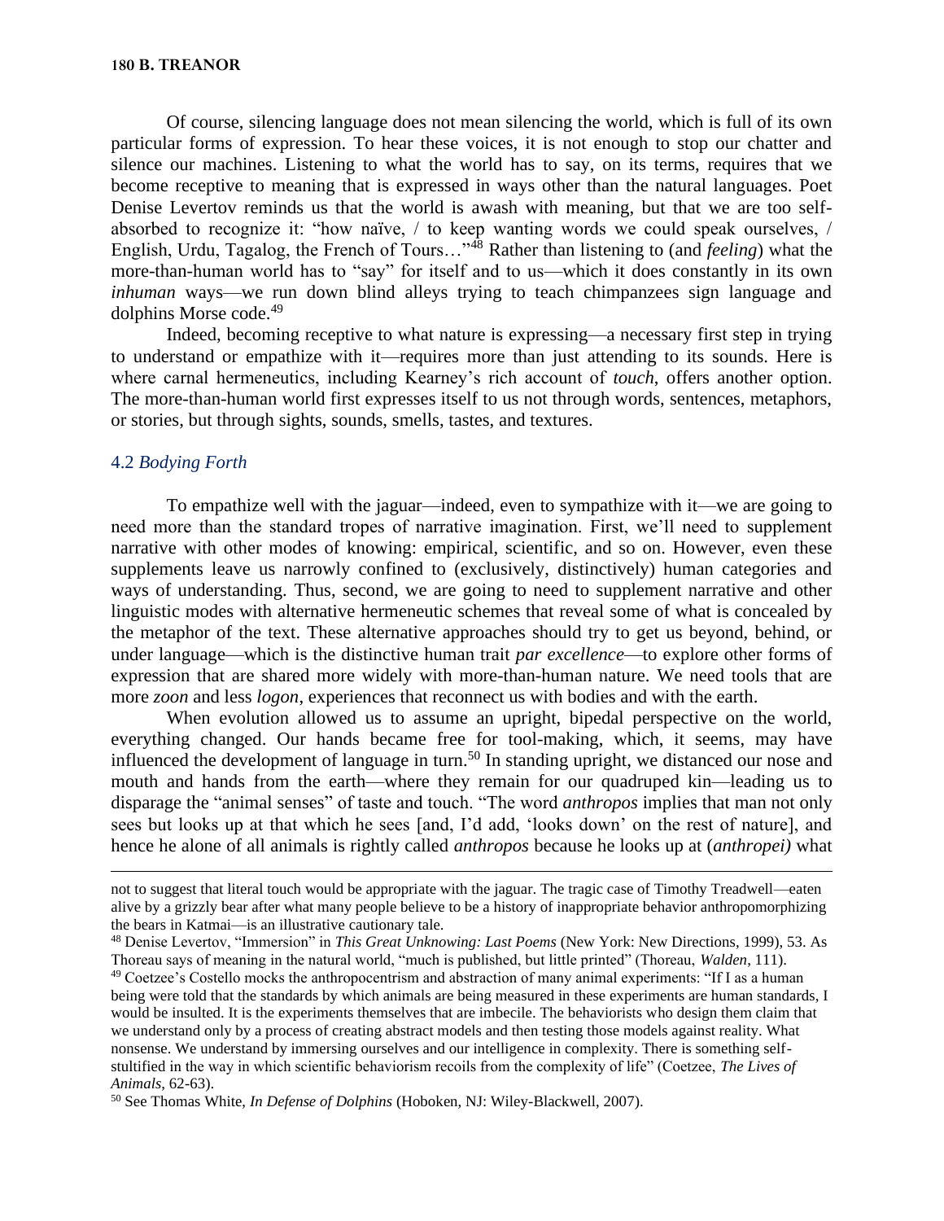Of course, silencing language does not mean silencing the world, which is full of its own particular forms of expression. To hear these voices, it is not enough to stop our chatter and silence our machines. Listening to what the world has to say, on its terms, requires that we become receptive to meaning that is expressed in ways other than the natural languages. Poet Denise Levertov reminds us that the world is awash with meaning, but that we are too self-absorbed to recognize it: "how naïve, / to keep wanting words we could speak ourselves, / English, Urdu, Tagalog, the French of Tours…"[48] Rather than listening to (and *feeling*) what the more-than-human world has to "say" for itself and to us—which it does constantly in its own *inhuman* ways—we run down blind alleys trying to teach chimpanzees sign language and dolphins Morse code.[49]

Indeed, becoming receptive to what nature is expressing—a necessary first step in trying to understand or empathize with it—requires more than just attending to its sounds. Here is where carnal hermeneutics, including Kearney's rich account of *touch*, offers another option. The more-than-human world first expresses itself to us not through words, sentences, metaphors, or stories, but through sights, sounds, smells, tastes, and textures.

### 4.2 *Bodying Forth*

To empathize well with the jaguar—indeed, even to sympathize with it—we are going to need more than the standard tropes of narrative imagination. First, we'll need to supplement narrative with other modes of knowing: empirical, scientific, and so on. However, even these supplements leave us narrowly confined to (exclusively, distinctively) human categories and ways of understanding. Thus, second, we are going to need to supplement narrative and other linguistic modes with alternative hermeneutic schemes that reveal some of what is concealed by the metaphor of the text. These alternative approaches should try to get us beyond, behind, or under language—which is the distinctive human trait *par excellence*—to explore other forms of expression that are shared more widely with more-than-human nature. We need tools that are more *zoon* and less *logon*, experiences that reconnect us with bodies and with the earth.

When evolution allowed us to assume an upright, bipedal perspective on the world, everything changed. Our hands became free for tool-making, which, it seems, may have influenced the development of language in turn.[50] In standing upright, we distanced our nose and mouth and hands from the earth—where they remain for our quadruped kin—leading us to disparage the "animal senses" of taste and touch. "The word *anthropos* implies that man not only sees but looks up at that which he sees [and, I'd add, 'looks down' on the rest of nature], and hence he alone of all animals is rightly called *anthropos* because he looks up at (*anthropei)* what

---

not to suggest that literal touch would be appropriate with the jaguar. The tragic case of Timothy Treadwell—eaten alive by a grizzly bear after what many people believe to be a history of inappropriate behavior anthropomorphizing the bears in Katmai—is an illustrative cautionary tale.

[48] Denise Levertov, "Immersion" in *This Great Unknowing: Last Poems* (New York: New Directions, 1999), 53. As Thoreau says of meaning in the natural world, "much is published, but little printed" (Thoreau, *Walden*, 111).

[49] Coetzee's Costello mocks the anthropocentrism and abstraction of many animal experiments: "If I as a human being were told that the standards by which animals are being measured in these experiments are human standards, I would be insulted. It is the experiments themselves that are imbecile. The behaviorists who design them claim that we understand only by a process of creating abstract models and then testing those models against reality. What nonsense. We understand by immersing ourselves and our intelligence in complexity. There is something self-stultified in the way in which scientific behaviorism recoils from the complexity of life" (Coetzee, *The Lives of Animals*, 62-63).

[50] See Thomas White, *In Defense of Dolphins* (Hoboken, NJ: Wiley-Blackwell, 2007).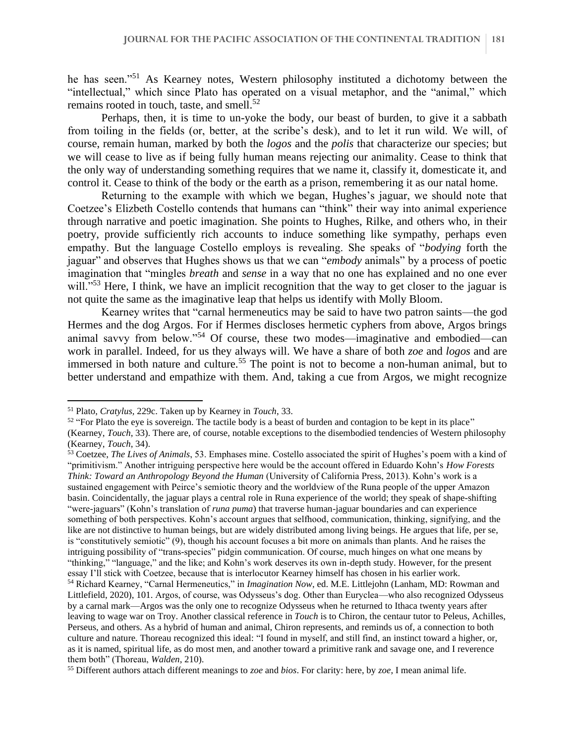he has seen."[51] As Kearney notes, Western philosophy instituted a dichotomy between the "intellectual," which since Plato has operated on a visual metaphor, and the "animal," which remains rooted in touch, taste, and smell.[52]

Perhaps, then, it is time to un-yoke the body, our beast of burden, to give it a sabbath from toiling in the fields (or, better, at the scribe's desk), and to let it run wild. We will, of course, remain human, marked by both the *logos* and the *polis* that characterize our species; but we will cease to live as if being fully human means rejecting our animality. Cease to think that the only way of understanding something requires that we name it, classify it, domesticate it, and control it. Cease to think of the body or the earth as a prison, remembering it as our natal home.

Returning to the example with which we began, Hughes's jaguar, we should note that Coetzee's Elizbeth Costello contends that humans can "think" their way into animal experience through narrative and poetic imagination. She points to Hughes, Rilke, and others who, in their poetry, provide sufficiently rich accounts to induce something like sympathy, perhaps even empathy. But the language Costello employs is revealing. She speaks of "*bodying* forth the jaguar" and observes that Hughes shows us that we can "*embody* animals" by a process of poetic imagination that "mingles *breath* and *sense* in a way that no one has explained and no one ever will."[53] Here, I think, we have an implicit recognition that the way to get closer to the jaguar is not quite the same as the imaginative leap that helps us identify with Molly Bloom.

Kearney writes that "carnal hermeneutics may be said to have two patron saints—the god Hermes and the dog Argos. For if Hermes discloses hermetic cyphers from above, Argos brings animal savvy from below."[54] Of course, these two modes—imaginative and embodied—can work in parallel. Indeed, for us they always will. We have a share of both *zoe* and *logos* and are immersed in both nature and culture.[55] The point is not to become a non-human animal, but to better understand and empathize with them. And, taking a cue from Argos, we might recognize

---

[51] Plato, *Cratylus*, 229c. Taken up by Kearney in *Touch*, 33.

[52] "For Plato the eye is sovereign. The tactile body is a beast of burden and contagion to be kept in its place" (Kearney, *Touch*, 33). There are, of course, notable exceptions to the disembodied tendencies of Western philosophy (Kearney, *Touch*, 34).

[53] Coetzee, *The Lives of Animals*, 53. Emphases mine. Costello associated the spirit of Hughes's poem with a kind of "primitivism." Another intriguing perspective here would be the account offered in Eduardo Kohn's *How Forests Think: Toward an Anthropology Beyond the Human* (University of California Press, 2013). Kohn's work is a sustained engagement with Peirce's semiotic theory and the worldview of the Runa people of the upper Amazon basin. Coincidentally, the jaguar plays a central role in Runa experience of the world; they speak of shape-shifting "were-jaguars" (Kohn's translation of *runa puma*) that traverse human-jaguar boundaries and can experience something of both perspectives. Kohn's account argues that selfhood, communication, thinking, signifying, and the like are not distinctive to human beings, but are widely distributed among living beings. He argues that life, per se, is "constitutively semiotic" (9), though his account focuses a bit more on animals than plants. And he raises the intriguing possibility of "trans-species" pidgin communication. Of course, much hinges on what one means by "thinking," "language," and the like; and Kohn's work deserves its own in-depth study. However, for the present essay I'll stick with Coetzee, because that is interlocutor Kearney himself has chosen in his earlier work.

[54] Richard Kearney, "Carnal Hermeneutics," in *Imagination Now*, ed. M.E. Littlejohn (Lanham, MD: Rowman and Littlefield, 2020), 101. Argos, of course, was Odysseus's dog. Other than Euryclea—who also recognized Odysseus by a carnal mark—Argos was the only one to recognize Odysseus when he returned to Ithaca twenty years after leaving to wage war on Troy. Another classical reference in *Touch* is to Chiron, the centaur tutor to Peleus, Achilles, Perseus, and others. As a hybrid of human and animal, Chiron represents, and reminds us of, a connection to both culture and nature. Thoreau recognized this ideal: "I found in myself, and still find, an instinct toward a higher, or, as it is named, spiritual life, as do most men, and another toward a primitive rank and savage one, and I reverence them both" (Thoreau, *Walden*, 210).

[55] Different authors attach different meanings to *zoe* and *bios*. For clarity: here, by *zoe*, I mean animal life.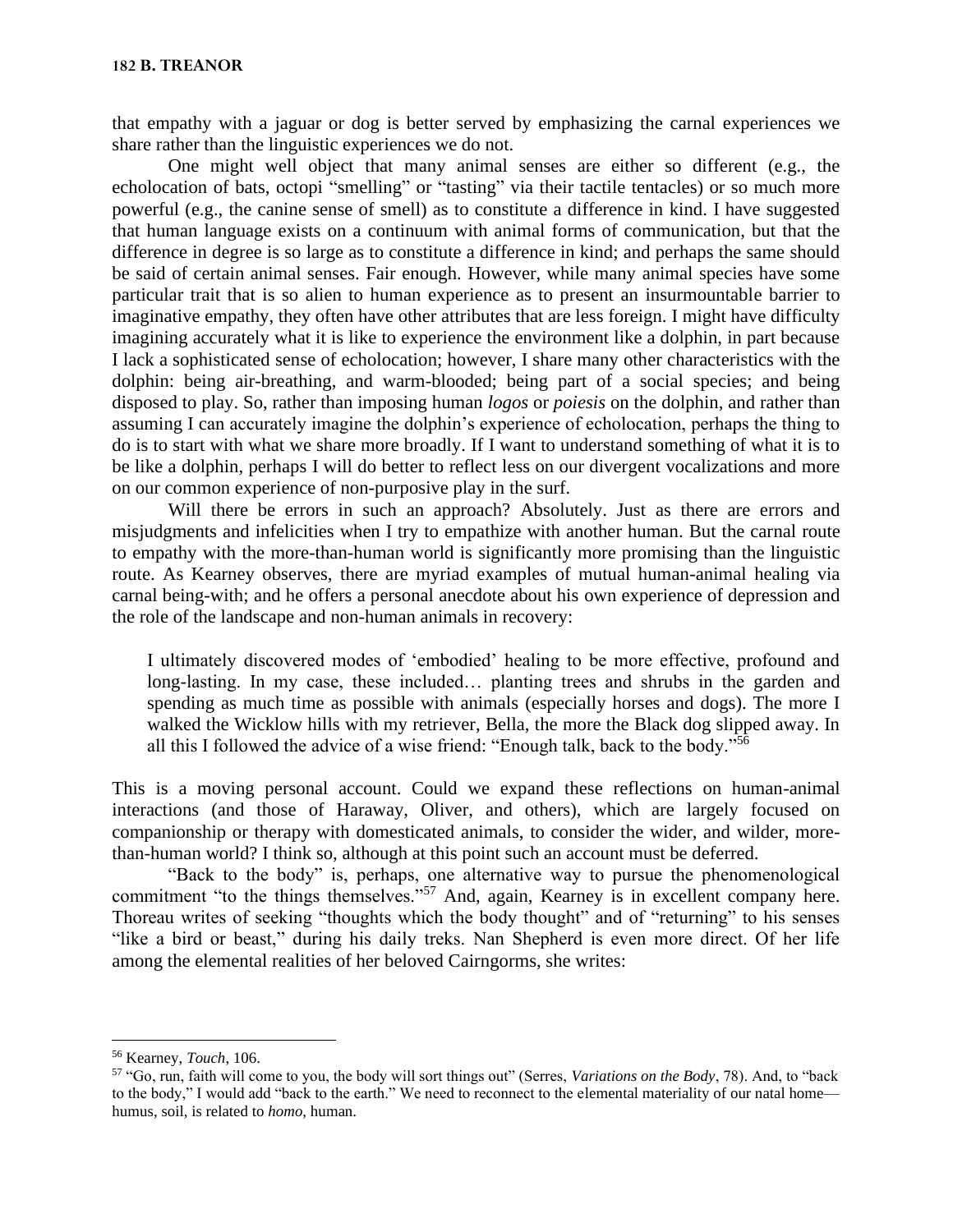that empathy with a jaguar or dog is better served by emphasizing the carnal experiences we share rather than the linguistic experiences we do not.

One might well object that many animal senses are either so different (e.g., the echolocation of bats, octopi "smelling" or "tasting" via their tactile tentacles) or so much more powerful (e.g., the canine sense of smell) as to constitute a difference in kind. I have suggested that human language exists on a continuum with animal forms of communication, but that the difference in degree is so large as to constitute a difference in kind; and perhaps the same should be said of certain animal senses. Fair enough. However, while many animal species have some particular trait that is so alien to human experience as to present an insurmountable barrier to imaginative empathy, they often have other attributes that are less foreign. I might have difficulty imagining accurately what it is like to experience the environment like a dolphin, in part because I lack a sophisticated sense of echolocation; however, I share many other characteristics with the dolphin: being air-breathing, and warm-blooded; being part of a social species; and being disposed to play. So, rather than imposing human *logos* or *poiesis* on the dolphin, and rather than assuming I can accurately imagine the dolphin's experience of echolocation, perhaps the thing to do is to start with what we share more broadly. If I want to understand something of what it is to be like a dolphin, perhaps I will do better to reflect less on our divergent vocalizations and more on our common experience of non-purposive play in the surf.

Will there be errors in such an approach? Absolutely. Just as there are errors and misjudgments and infelicities when I try to empathize with another human. But the carnal route to empathy with the more-than-human world is significantly more promising than the linguistic route. As Kearney observes, there are myriad examples of mutual human-animal healing via carnal being-with; and he offers a personal anecdote about his own experience of depression and the role of the landscape and non-human animals in recovery:

> I ultimately discovered modes of 'embodied' healing to be more effective, profound and long-lasting. In my case, these included… planting trees and shrubs in the garden and spending as much time as possible with animals (especially horses and dogs). The more I walked the Wicklow hills with my retriever, Bella, the more the Black dog slipped away. In all this I followed the advice of a wise friend: "Enough talk, back to the body."[56]

This is a moving personal account. Could we expand these reflections on human-animal interactions (and those of Haraway, Oliver, and others), which are largely focused on companionship or therapy with domesticated animals, to consider the wider, and wilder, more-than-human world? I think so, although at this point such an account must be deferred.

"Back to the body" is, perhaps, one alternative way to pursue the phenomenological commitment "to the things themselves."[57] And, again, Kearney is in excellent company here. Thoreau writes of seeking "thoughts which the body thought" and of "returning" to his senses "like a bird or beast," during his daily treks. Nan Shepherd is even more direct. Of her life among the elemental realities of her beloved Cairngorms, she writes:

---

[56] Kearney, *Touch*, 106.

[57] "Go, run, faith will come to you, the body will sort things out" (Serres, *Variations on the Body*, 78). And, to "back to the body," I would add "back to the earth." We need to reconnect to the elemental materiality of our natal home—humus, soil, is related to *homo*, human.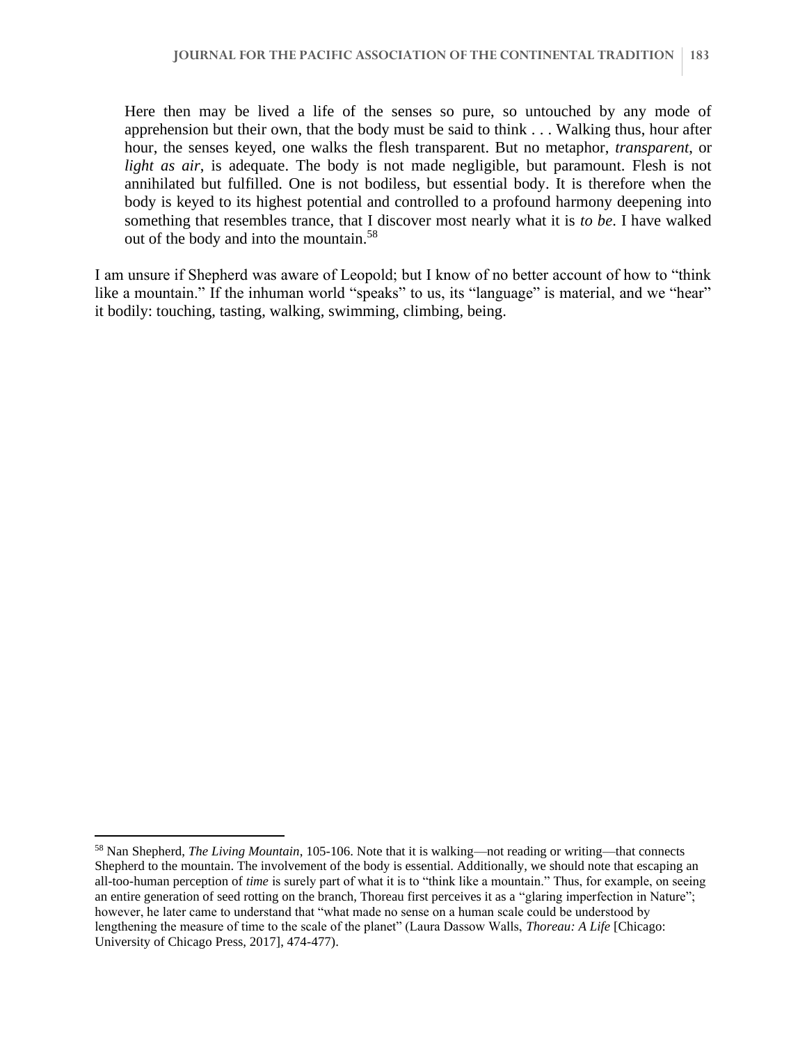> Here then may be lived a life of the senses so pure, so untouched by any mode of apprehension but their own, that the body must be said to think . . . Walking thus, hour after hour, the senses keyed, one walks the flesh transparent. But no metaphor, *transparent*, or *light as air*, is adequate. The body is not made negligible, but paramount. Flesh is not annihilated but fulfilled. One is not bodiless, but essential body. It is therefore when the body is keyed to its highest potential and controlled to a profound harmony deepening into something that resembles trance, that I discover most nearly what it is *to be*. I have walked out of the body and into the mountain.[58]

I am unsure if Shepherd was aware of Leopold; but I know of no better account of how to "think like a mountain." If the inhuman world "speaks" to us, its "language" is material, and we "hear" it bodily: touching, tasting, walking, swimming, climbing, being.

---

[58] Nan Shepherd, *The Living Mountain*, 105-106. Note that it is walking—not reading or writing—that connects Shepherd to the mountain. The involvement of the body is essential. Additionally, we should note that escaping an all-too-human perception of *time* is surely part of what it is to "think like a mountain." Thus, for example, on seeing an entire generation of seed rotting on the branch, Thoreau first perceives it as a "glaring imperfection in Nature"; however, he later came to understand that "what made no sense on a human scale could be understood by lengthening the measure of time to the scale of the planet" (Laura Dassow Walls, *Thoreau: A Life* [Chicago: University of Chicago Press, 2017], 474-477).